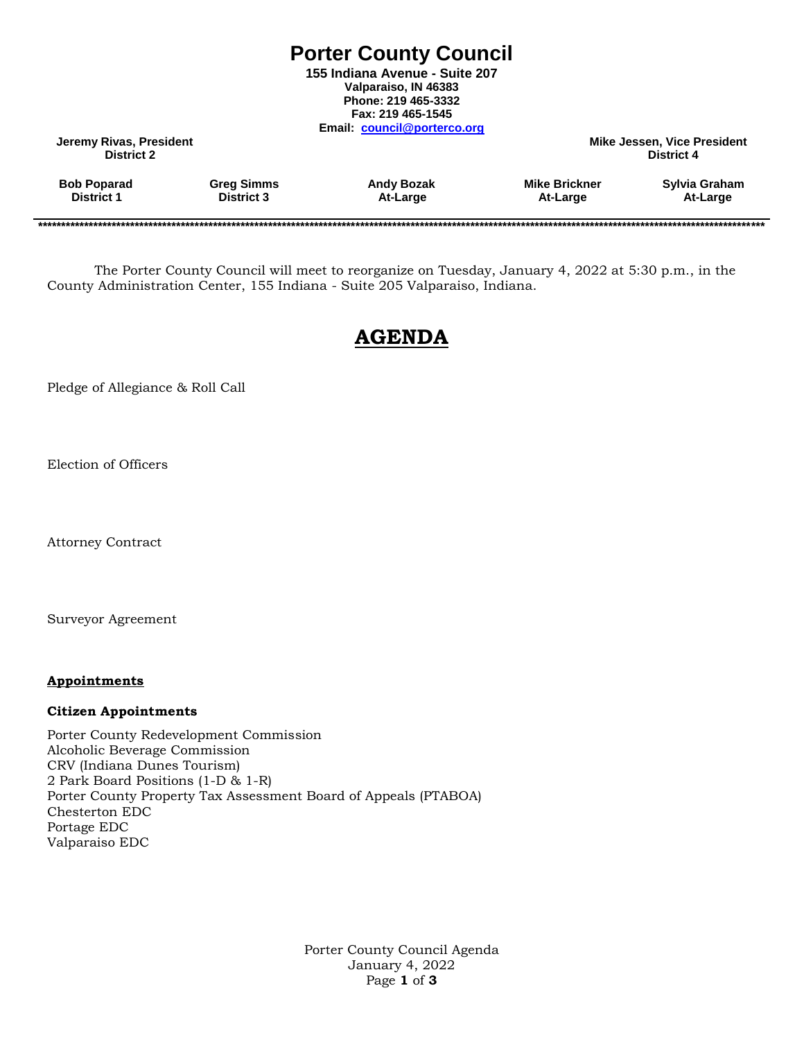# Porter County Council

**155 Indiana Avenue - Suite 207**
**Valparaiso, IN 46383**
**Phone: 219 465-3332**
**Fax: 219 465-1545**
**Email: council@porterco.org**

**Jeremy Rivas, President**
**District 2**

**Mike Jessen, Vice President**
**District 4**

| Bob Poparad | Greg Simms | Andy Bozak | Mike Brickner | Sylvia Graham |
|---|---|---|---|---|
| District 1 | District 3 | At-Large | At-Large | At-Large |

---

The Porter County Council will meet to reorganize on Tuesday, January 4, 2022 at 5:30 p.m., in the County Administration Center, 155 Indiana - Suite 205 Valparaiso, Indiana.

## AGENDA

Pledge of Allegiance & Roll Call

Election of Officers

Attorney Contract

Surveyor Agreement

**Appointments**

**Citizen Appointments**

Porter County Redevelopment Commission
Alcoholic Beverage Commission
CRV (Indiana Dunes Tourism)
2 Park Board Positions (1-D & 1-R)
Porter County Property Tax Assessment Board of Appeals (PTABOA)
Chesterton EDC
Portage EDC
Valparaiso EDC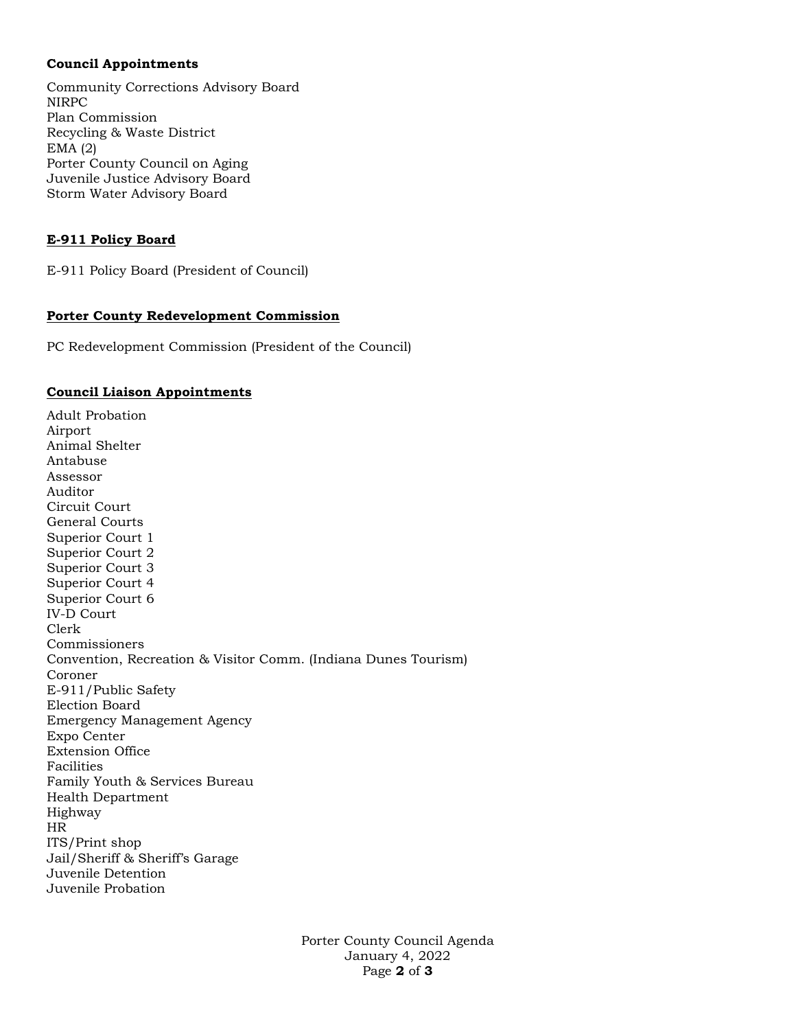**Council Appointments**

Community Corrections Advisory Board
NIRPC
Plan Commission
Recycling & Waste District
EMA (2)
Porter County Council on Aging
Juvenile Justice Advisory Board
Storm Water Advisory Board

**E-911 Policy Board**

E-911 Policy Board (President of Council)

**Porter County Redevelopment Commission**

PC Redevelopment Commission (President of the Council)

**Council Liaison Appointments**

Adult Probation
Airport
Animal Shelter
Antabuse
Assessor
Auditor
Circuit Court
General Courts
Superior Court 1
Superior Court 2
Superior Court 3
Superior Court 4
Superior Court 6
IV-D Court
Clerk
Commissioners
Convention, Recreation & Visitor Comm. (Indiana Dunes Tourism)
Coroner
E-911/Public Safety
Election Board
Emergency Management Agency
Expo Center
Extension Office
Facilities
Family Youth & Services Bureau
Health Department
Highway
HR
ITS/Print shop
Jail/Sheriff & Sheriff's Garage
Juvenile Detention
Juvenile Probation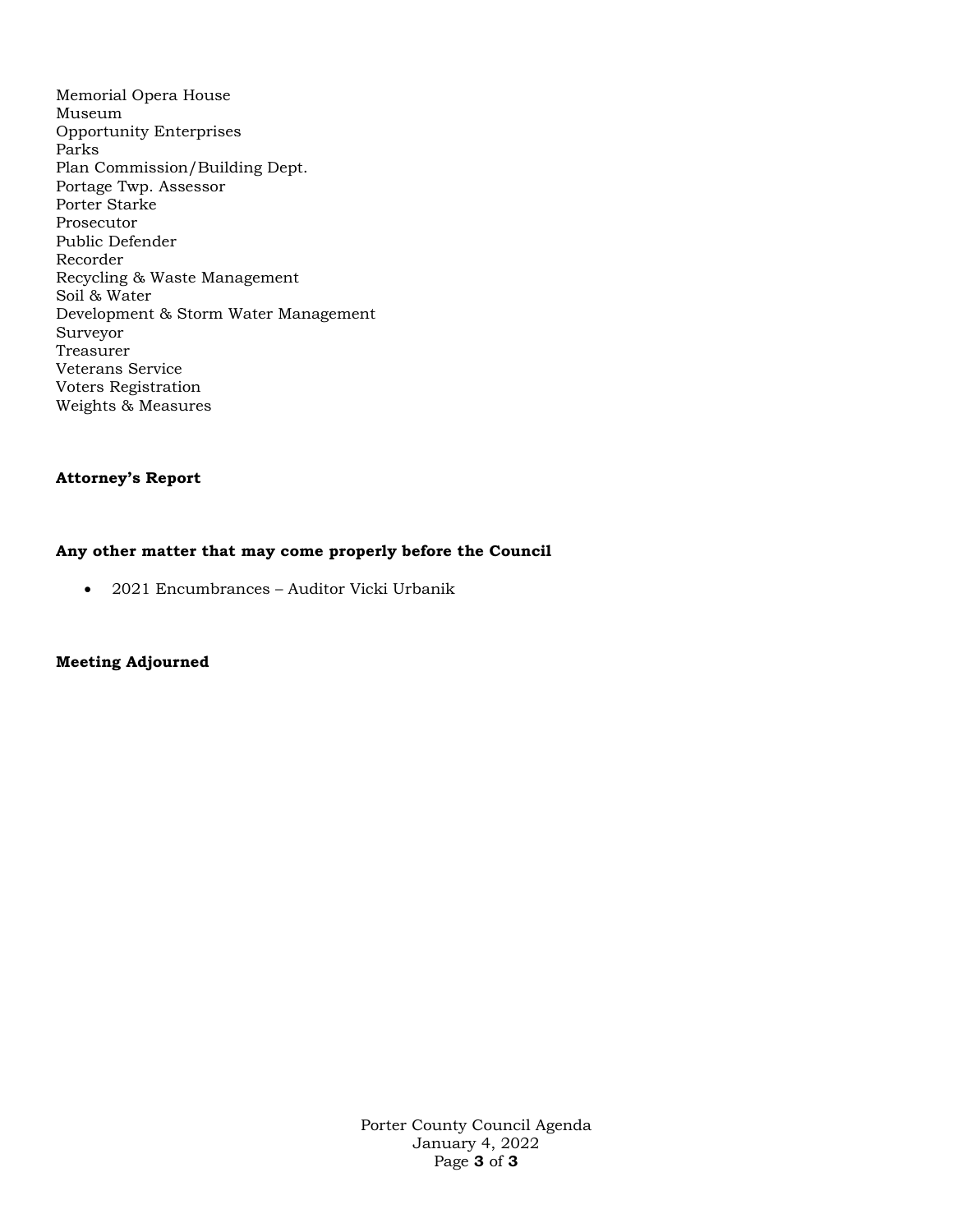Memorial Opera House
Museum
Opportunity Enterprises
Parks
Plan Commission/Building Dept.
Portage Twp. Assessor
Porter Starke
Prosecutor
Public Defender
Recorder
Recycling & Waste Management
Soil & Water
Development & Storm Water Management
Surveyor
Treasurer
Veterans Service
Voters Registration
Weights & Measures

**Attorney's Report**

**Any other matter that may come properly before the Council**

- 2021 Encumbrances – Auditor Vicki Urbanik

**Meeting Adjourned**